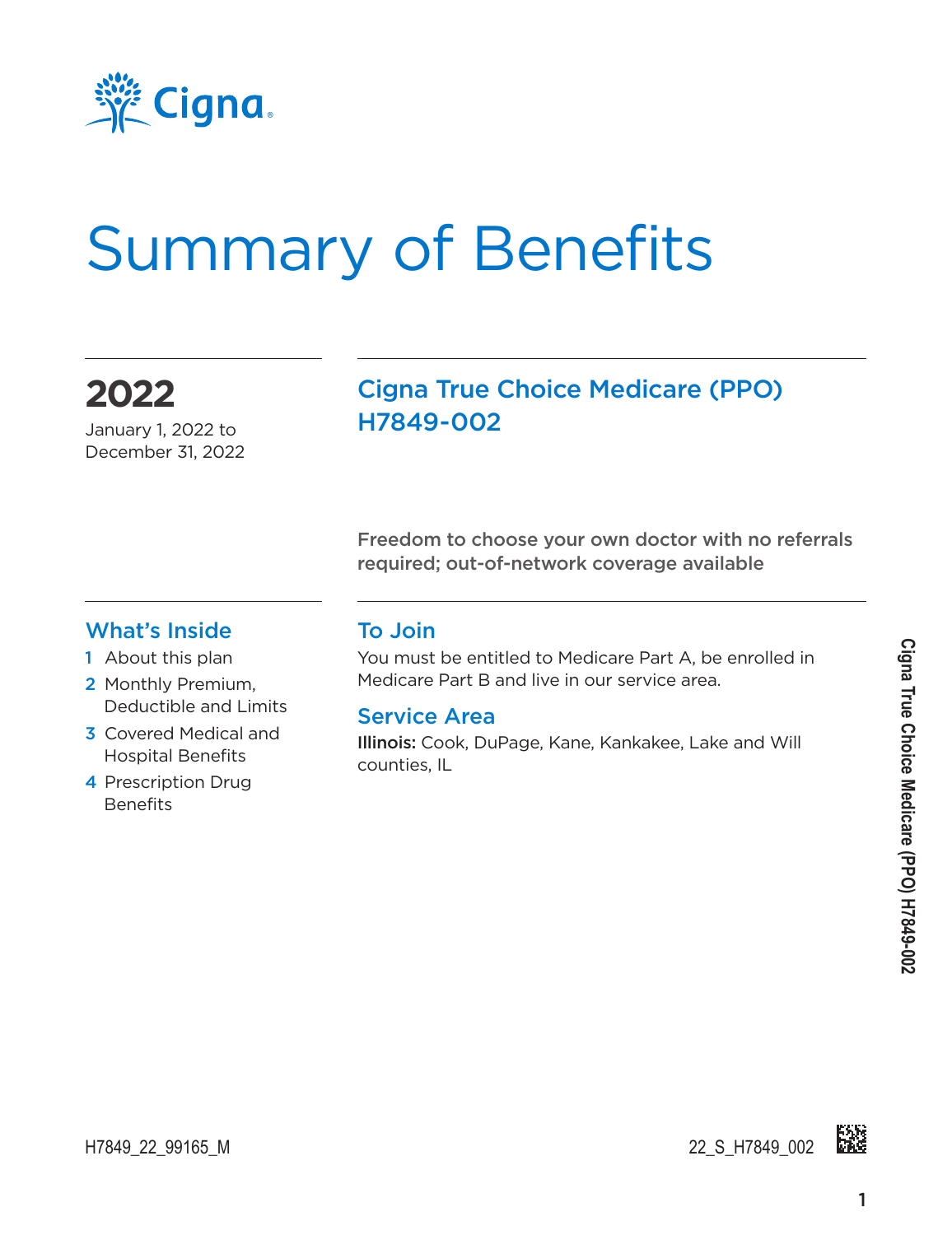# Summary of Benefits

## 2022

January 1, 2022 to December 31, 2022

## Cigna True Choice Medicare (PPO) H7849-002

**Freedom to choose your own doctor with no referrals required; out-of-network coverage available**

### What's Inside

1. About this plan
2. Monthly Premium, Deductible and Limits
3. Covered Medical and Hospital Benefits
4. Prescription Drug Benefits

### To Join

You must be entitled to Medicare Part A, be enrolled in Medicare Part B and live in our service area.

### Service Area

**Illinois:** Cook, DuPage, Kane, Kankakee, Lake and Will counties, IL

H7849_22_99165_M

22_S_H7849_002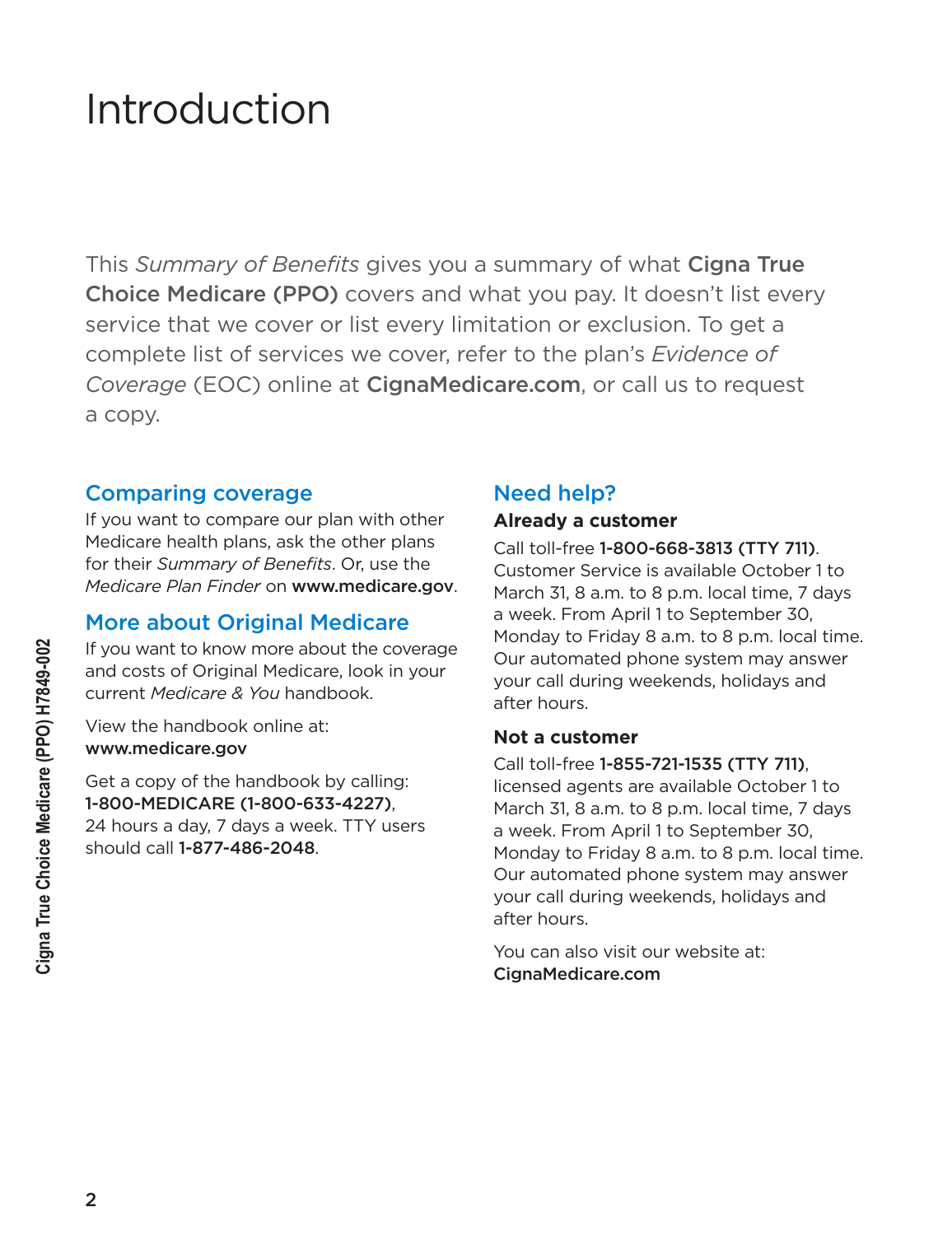# Introduction

This *Summary of Benefits* gives you a summary of what **Cigna True Choice Medicare (PPO)** covers and what you pay. It doesn't list every service that we cover or list every limitation or exclusion. To get a complete list of services we cover, refer to the plan's *Evidence of Coverage* (EOC) online at **CignaMedicare.com**, or call us to request a copy.

## Comparing coverage

If you want to compare our plan with other Medicare health plans, ask the other plans for their *Summary of Benefits*. Or, use the *Medicare Plan Finder* on **www.medicare.gov**.

## More about Original Medicare

If you want to know more about the coverage and costs of Original Medicare, look in your current *Medicare & You* handbook.

View the handbook online at:
**www.medicare.gov**

Get a copy of the handbook by calling:
**1-800-MEDICARE (1-800-633-4227)**, 24 hours a day, 7 days a week. TTY users should call **1-877-486-2048**.

## Need help?

**Already a customer**

Call toll-free **1-800-668-3813 (TTY 711)**. Customer Service is available October 1 to March 31, 8 a.m. to 8 p.m. local time, 7 days a week. From April 1 to September 30, Monday to Friday 8 a.m. to 8 p.m. local time. Our automated phone system may answer your call during weekends, holidays and after hours.

**Not a customer**

Call toll-free **1-855-721-1535 (TTY 711)**, licensed agents are available October 1 to March 31, 8 a.m. to 8 p.m. local time, 7 days a week. From April 1 to September 30, Monday to Friday 8 a.m. to 8 p.m. local time. Our automated phone system may answer your call during weekends, holidays and after hours.

You can also visit our website at:
**CignaMedicare.com**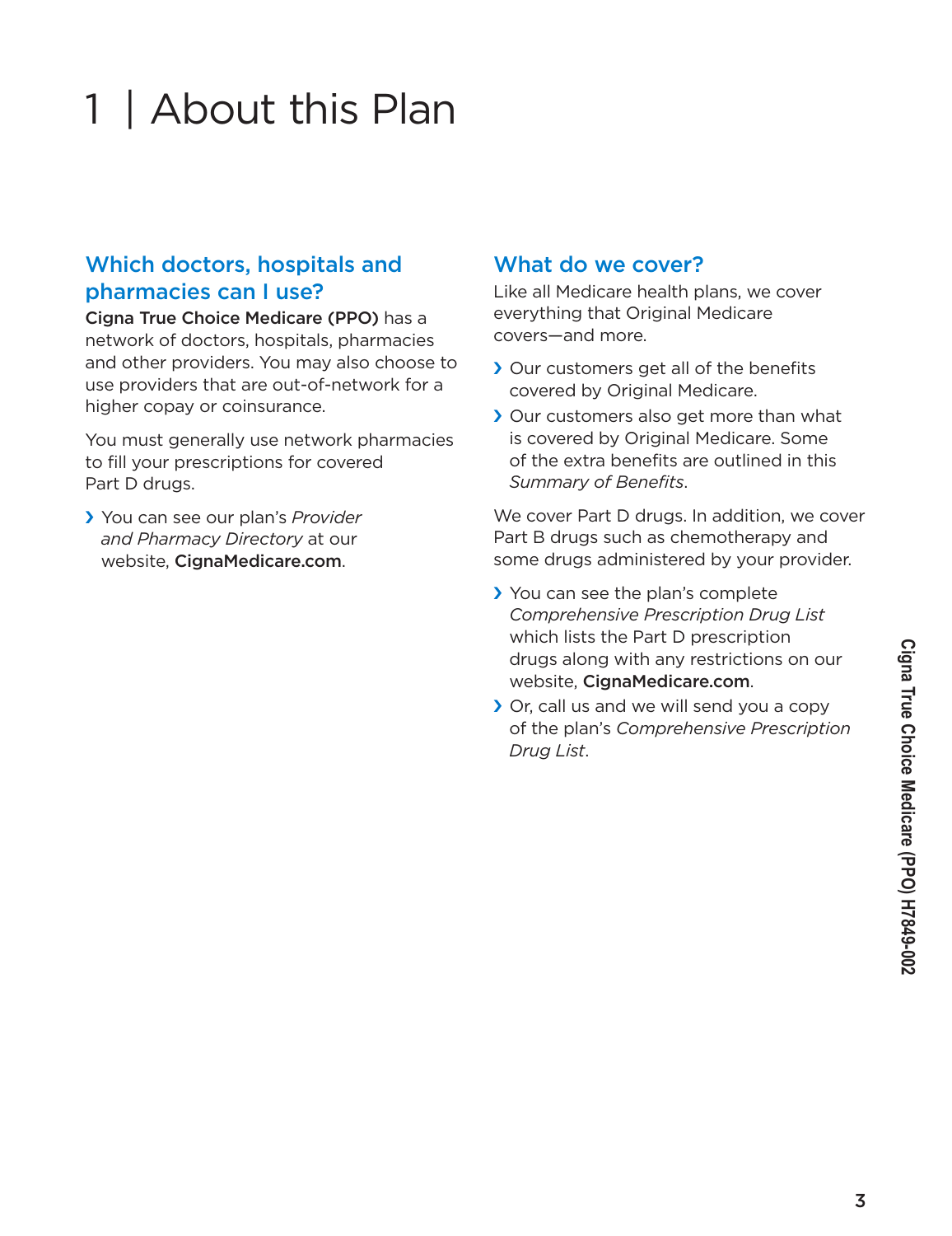# 1 | About this Plan

## Which doctors, hospitals and pharmacies can I use?

**Cigna True Choice Medicare (PPO)** has a network of doctors, hospitals, pharmacies and other providers. You may also choose to use providers that are out-of-network for a higher copay or coinsurance.

You must generally use network pharmacies to fill your prescriptions for covered Part D drugs.

- You can see our plan's *Provider and Pharmacy Directory* at our website, **CignaMedicare.com**.

## What do we cover?

Like all Medicare health plans, we cover everything that Original Medicare covers—and more.

- Our customers get all of the benefits covered by Original Medicare.
- Our customers also get more than what is covered by Original Medicare. Some of the extra benefits are outlined in this *Summary of Benefits*.

We cover Part D drugs. In addition, we cover Part B drugs such as chemotherapy and some drugs administered by your provider.

- You can see the plan's complete *Comprehensive Prescription Drug List* which lists the Part D prescription drugs along with any restrictions on our website, **CignaMedicare.com**.
- Or, call us and we will send you a copy of the plan's *Comprehensive Prescription Drug List*.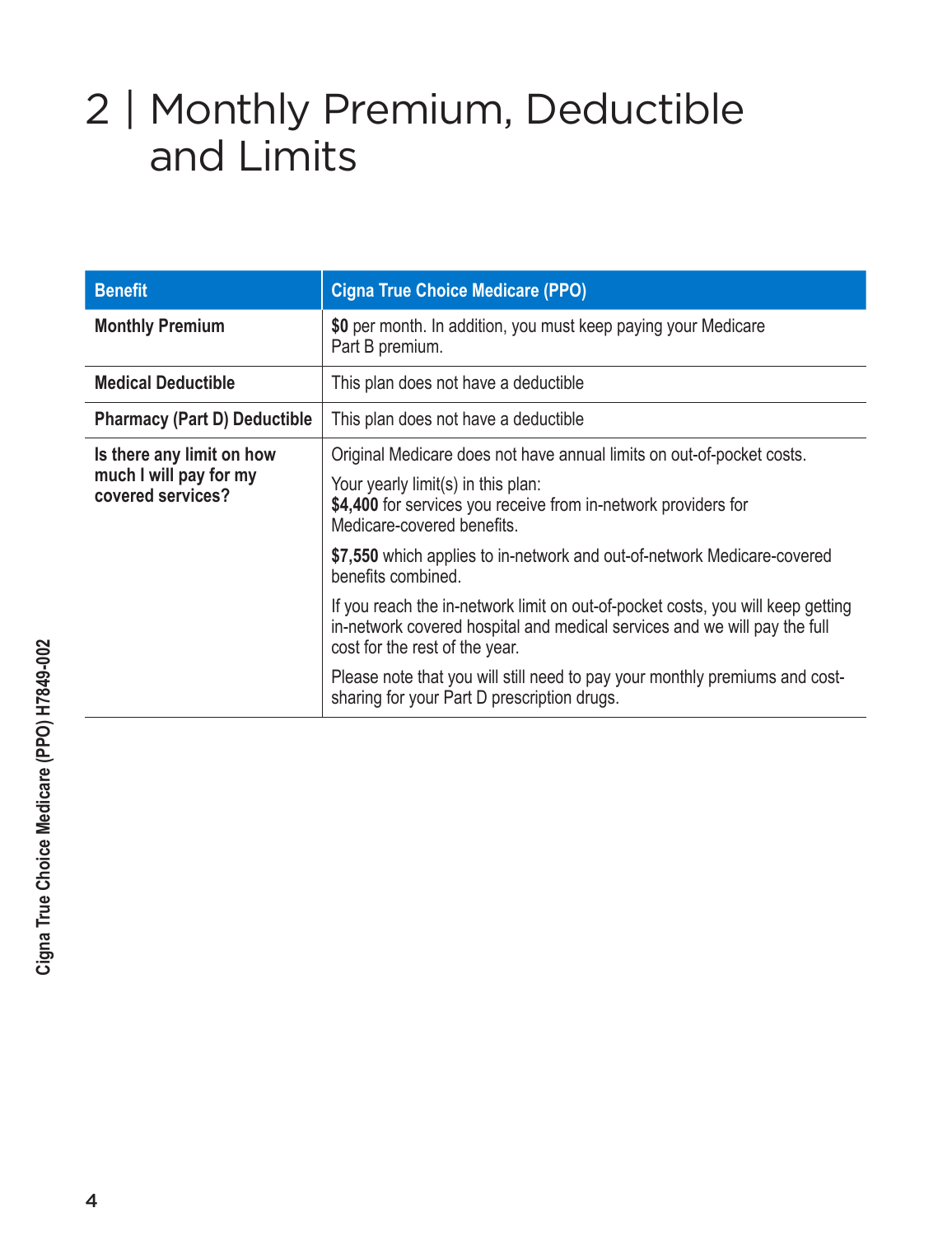# 2 | Monthly Premium, Deductible and Limits

| Benefit | Cigna True Choice Medicare (PPO) |
|---|---|
| **Monthly Premium** | **$0** per month. In addition, you must keep paying your Medicare Part B premium. |
| **Medical Deductible** | This plan does not have a deductible |
| **Pharmacy (Part D) Deductible** | This plan does not have a deductible |
| **Is there any limit on how much I will pay for my covered services?** | Original Medicare does not have annual limits on out-of-pocket costs.<br><br>Your yearly limit(s) in this plan:<br>**$4,400** for services you receive from in-network providers for Medicare-covered benefits.<br><br>**$7,550** which applies to in-network and out-of-network Medicare-covered benefits combined.<br><br>If you reach the in-network limit on out-of-pocket costs, you will keep getting in-network covered hospital and medical services and we will pay the full cost for the rest of the year.<br><br>Please note that you will still need to pay your monthly premiums and cost-sharing for your Part D prescription drugs. |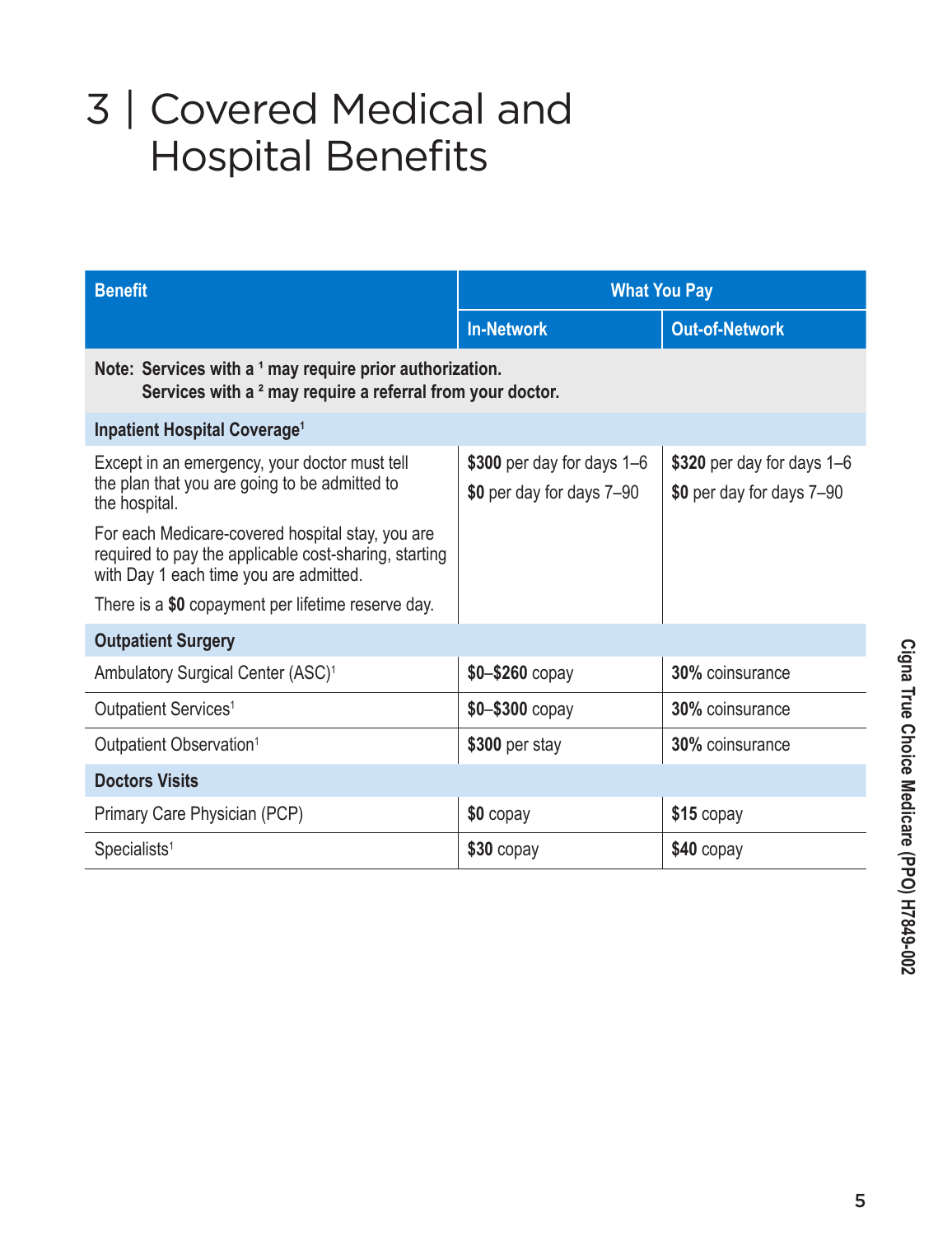# 3 | Covered Medical and Hospital Benefits

| Benefit | What You Pay | |
|---|---|---|
| | **In-Network** | **Out-of-Network** |
| **Note: Services with a [1] may require prior authorization. Services with a [2] may require a referral from your doctor.** | | |
| **Inpatient Hospital Coverage[1]** | | |
| Except in an emergency, your doctor must tell the plan that you are going to be admitted to the hospital.<br><br>For each Medicare-covered hospital stay, you are required to pay the applicable cost-sharing, starting with Day 1 each time you are admitted.<br><br>There is a **$0** copayment per lifetime reserve day. | **$300** per day for days 1–6<br><br>**$0** per day for days 7–90 | **$320** per day for days 1–6<br><br>**$0** per day for days 7–90 |
| **Outpatient Surgery** | | |
| Ambulatory Surgical Center (ASC)[1] | **$0–$260** copay | **30%** coinsurance |
| Outpatient Services[1] | **$0–$300** copay | **30%** coinsurance |
| Outpatient Observation[1] | **$300** per stay | **30%** coinsurance |
| **Doctors Visits** | | |
| Primary Care Physician (PCP) | **$0** copay | **$15** copay |
| Specialists[1] | **$30** copay | **$40** copay |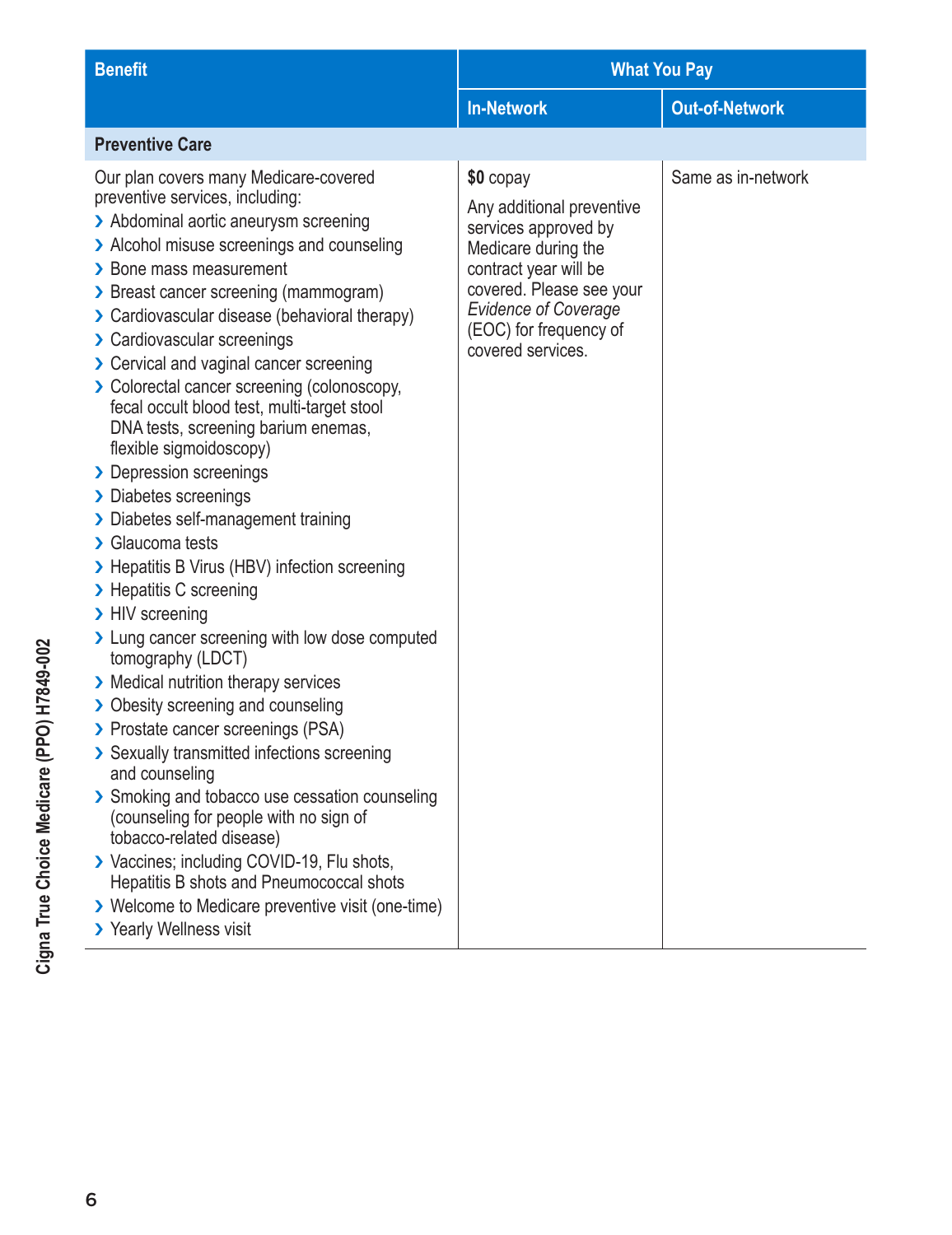| Benefit | What You Pay | |
|---|---|---|
| | In-Network | Out-of-Network |
| **Preventive Care** | | |
| Our plan covers many Medicare-covered preventive services, including:<br>› Abdominal aortic aneurysm screening<br>› Alcohol misuse screenings and counseling<br>› Bone mass measurement<br>› Breast cancer screening (mammogram)<br>› Cardiovascular disease (behavioral therapy)<br>› Cardiovascular screenings<br>› Cervical and vaginal cancer screening<br>› Colorectal cancer screening (colonoscopy, fecal occult blood test, multi-target stool DNA tests, screening barium enemas, flexible sigmoidoscopy)<br>› Depression screenings<br>› Diabetes screenings<br>› Diabetes self-management training<br>› Glaucoma tests<br>› Hepatitis B Virus (HBV) infection screening<br>› Hepatitis C screening<br>› HIV screening<br>› Lung cancer screening with low dose computed tomography (LDCT)<br>› Medical nutrition therapy services<br>› Obesity screening and counseling<br>› Prostate cancer screenings (PSA)<br>› Sexually transmitted infections screening and counseling<br>› Smoking and tobacco use cessation counseling (counseling for people with no sign of tobacco-related disease)<br>› Vaccines; including COVID-19, Flu shots, Hepatitis B shots and Pneumococcal shots<br>› Welcome to Medicare preventive visit (one-time)<br>› Yearly Wellness visit | **$0** copay<br><br>Any additional preventive services approved by Medicare during the contract year will be covered. Please see your *Evidence of Coverage* (EOC) for frequency of covered services. | Same as in-network |

Cigna True Choice Medicare (PPO) H7849-002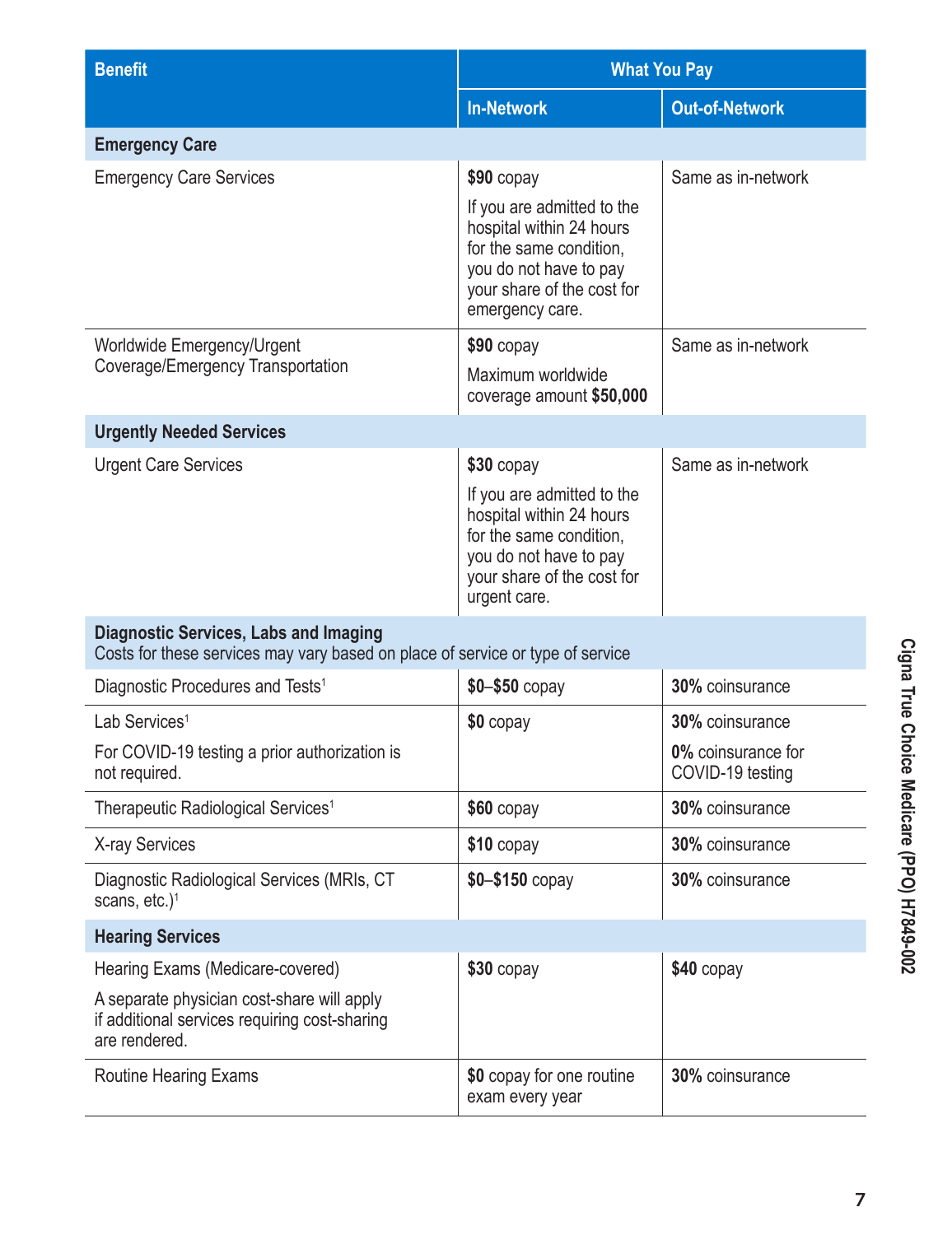| Benefit | What You Pay | |
|---|---|---|
| | **In-Network** | **Out-of-Network** |
| **Emergency Care** | | |
| Emergency Care Services | **$90** copay<br><br>If you are admitted to the hospital within 24 hours for the same condition, you do not have to pay your share of the cost for emergency care. | Same as in-network |
| Worldwide Emergency/Urgent Coverage/Emergency Transportation | **$90** copay<br><br>Maximum worldwide coverage amount **$50,000** | Same as in-network |
| **Urgently Needed Services** | | |
| Urgent Care Services | **$30** copay<br><br>If you are admitted to the hospital within 24 hours for the same condition, you do not have to pay your share of the cost for urgent care. | Same as in-network |
| **Diagnostic Services, Labs and Imaging**<br>Costs for these services may vary based on place of service or type of service | | |
| Diagnostic Procedures and Tests[1] | **$0–$50** copay | **30%** coinsurance |
| Lab Services[1]<br><br>For COVID-19 testing a prior authorization is not required. | **$0** copay | **30%** coinsurance<br><br>**0%** coinsurance for COVID-19 testing |
| Therapeutic Radiological Services[1] | **$60** copay | **30%** coinsurance |
| X-ray Services | **$10** copay | **30%** coinsurance |
| Diagnostic Radiological Services (MRIs, CT scans, etc.)[1] | **$0–$150** copay | **30%** coinsurance |
| **Hearing Services** | | |
| Hearing Exams (Medicare-covered)<br><br>A separate physician cost-share will apply if additional services requiring cost-sharing are rendered. | **$30** copay | **$40** copay |
| Routine Hearing Exams | **$0** copay for one routine exam every year | **30%** coinsurance |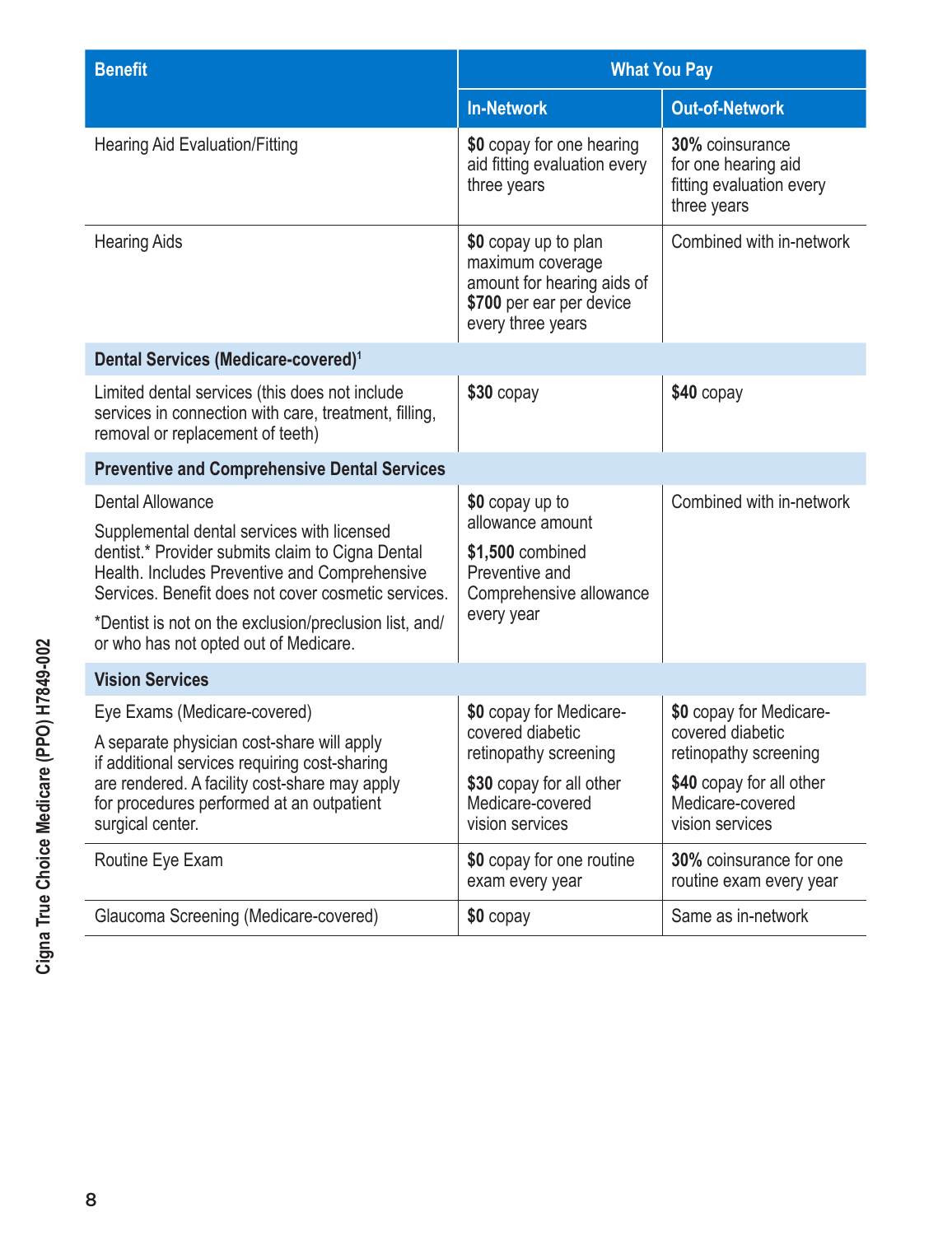| Benefit | What You Pay | |
|---|---|---|
| | **In-Network** | **Out-of-Network** |
| Hearing Aid Evaluation/Fitting | **$0** copay for one hearing aid fitting evaluation every three years | **30%** coinsurance for one hearing aid fitting evaluation every three years |
| Hearing Aids | **$0** copay up to plan maximum coverage amount for hearing aids of **$700** per ear per device every three years | Combined with in-network |
| **Dental Services (Medicare-covered)**[1] | | |
| Limited dental services (this does not include services in connection with care, treatment, filling, removal or replacement of teeth) | **$30** copay | **$40** copay |
| **Preventive and Comprehensive Dental Services** | | |
| Dental Allowance<br><br>Supplemental dental services with licensed dentist.* Provider submits claim to Cigna Dental Health. Includes Preventive and Comprehensive Services. Benefit does not cover cosmetic services.<br><br>*Dentist is not on the exclusion/preclusion list, and/or who has not opted out of Medicare. | **$0** copay up to allowance amount<br><br>**$1,500** combined Preventive and Comprehensive allowance every year | Combined with in-network |
| **Vision Services** | | |
| Eye Exams (Medicare-covered)<br><br>A separate physician cost-share will apply if additional services requiring cost-sharing are rendered. A facility cost-share may apply for procedures performed at an outpatient surgical center. | **$0** copay for Medicare-covered diabetic retinopathy screening<br><br>**$30** copay for all other Medicare-covered vision services | **$0** copay for Medicare-covered diabetic retinopathy screening<br><br>**$40** copay for all other Medicare-covered vision services |
| Routine Eye Exam | **$0** copay for one routine exam every year | **30%** coinsurance for one routine exam every year |
| Glaucoma Screening (Medicare-covered) | **$0** copay | Same as in-network |

Cigna True Choice Medicare (PPO) H7849-002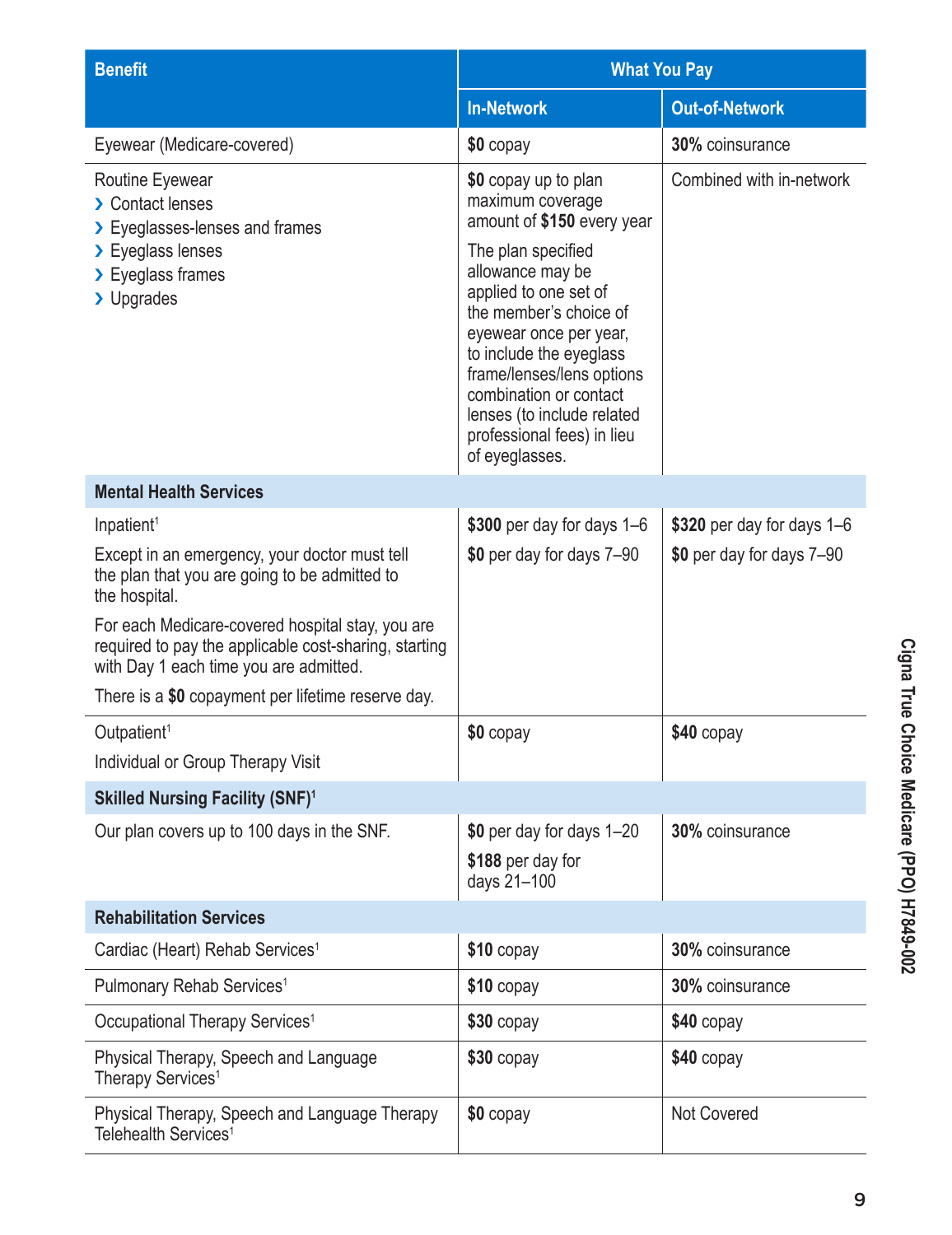| Benefit | What You Pay | |
|---|---|---|
| | **In-Network** | **Out-of-Network** |
| Eyewear (Medicare-covered) | **$0** copay | **30%** coinsurance |
| Routine Eyewear<br>› Contact lenses<br>› Eyeglasses-lenses and frames<br>› Eyeglass lenses<br>› Eyeglass frames<br>› Upgrades | **$0** copay up to plan maximum coverage amount of **$150** every year<br><br>The plan specified allowance may be applied to one set of the member's choice of eyewear once per year, to include the eyeglass frame/lenses/lens options combination or contact lenses (to include related professional fees) in lieu of eyeglasses. | Combined with in-network |
| **Mental Health Services** | | |
| Inpatient[1]<br><br>Except in an emergency, your doctor must tell the plan that you are going to be admitted to the hospital.<br><br>For each Medicare-covered hospital stay, you are required to pay the applicable cost-sharing, starting with Day 1 each time you are admitted.<br><br>There is a **$0** copayment per lifetime reserve day. | **$300** per day for days 1–6<br><br>**$0** per day for days 7–90 | **$320** per day for days 1–6<br><br>**$0** per day for days 7–90 |
| Outpatient[1]<br><br>Individual or Group Therapy Visit | **$0** copay | **$40** copay |
| **Skilled Nursing Facility (SNF)[1]** | | |
| Our plan covers up to 100 days in the SNF. | **$0** per day for days 1–20<br><br>**$188** per day for days 21–100 | **30%** coinsurance |
| **Rehabilitation Services** | | |
| Cardiac (Heart) Rehab Services[1] | **$10** copay | **30%** coinsurance |
| Pulmonary Rehab Services[1] | **$10** copay | **30%** coinsurance |
| Occupational Therapy Services[1] | **$30** copay | **$40** copay |
| Physical Therapy, Speech and Language Therapy Services[1] | **$30** copay | **$40** copay |
| Physical Therapy, Speech and Language Therapy Telehealth Services[1] | **$0** copay | Not Covered |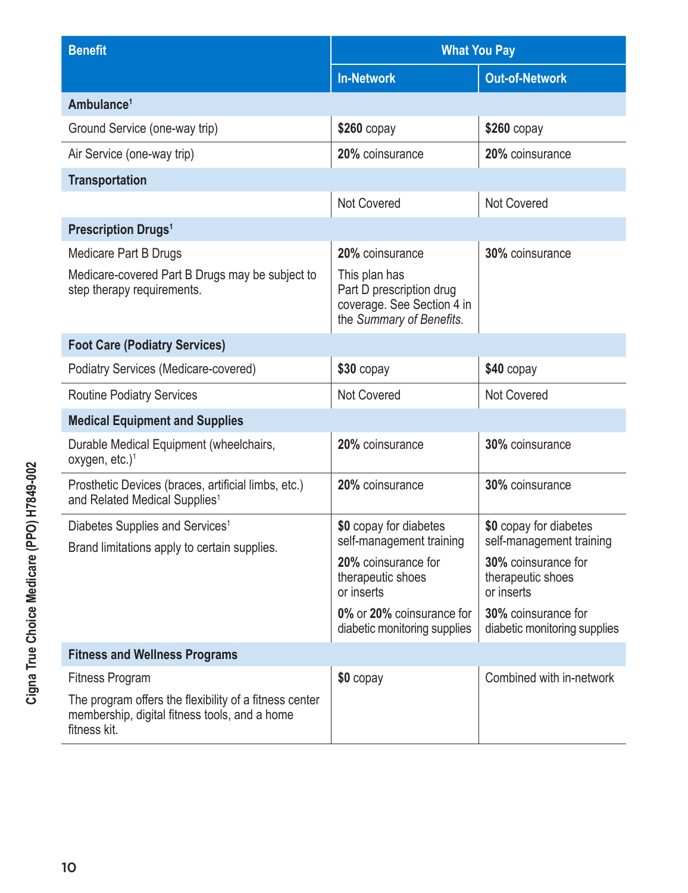| Benefit | What You Pay | |
|---|---|---|
| | In-Network | Out-of-Network |
| **Ambulance**[1] | | |
| Ground Service (one-way trip) | **$260** copay | **$260** copay |
| Air Service (one-way trip) | **20%** coinsurance | **20%** coinsurance |
| **Transportation** | | |
| | Not Covered | Not Covered |
| **Prescription Drugs**[1] | | |
| Medicare Part B Drugs<br>Medicare-covered Part B Drugs may be subject to step therapy requirements. | **20%** coinsurance<br>This plan has Part D prescription drug coverage. See Section 4 in the *Summary of Benefits*. | **30%** coinsurance |
| **Foot Care (Podiatry Services)** | | |
| Podiatry Services (Medicare-covered) | **$30** copay | **$40** copay |
| Routine Podiatry Services | Not Covered | Not Covered |
| **Medical Equipment and Supplies** | | |
| Durable Medical Equipment (wheelchairs, oxygen, etc.)[1] | **20%** coinsurance | **30%** coinsurance |
| Prosthetic Devices (braces, artificial limbs, etc.) and Related Medical Supplies[1] | **20%** coinsurance | **30%** coinsurance |
| Diabetes Supplies and Services[1]<br>Brand limitations apply to certain supplies. | **$0** copay for diabetes self-management training<br>**20%** coinsurance for therapeutic shoes or inserts<br>**0%** or **20%** coinsurance for diabetic monitoring supplies | **$0** copay for diabetes self-management training<br>**30%** coinsurance for therapeutic shoes or inserts<br>**30%** coinsurance for diabetic monitoring supplies |
| **Fitness and Wellness Programs** | | |
| Fitness Program<br>The program offers the flexibility of a fitness center membership, digital fitness tools, and a home fitness kit. | **$0** copay | Combined with in-network |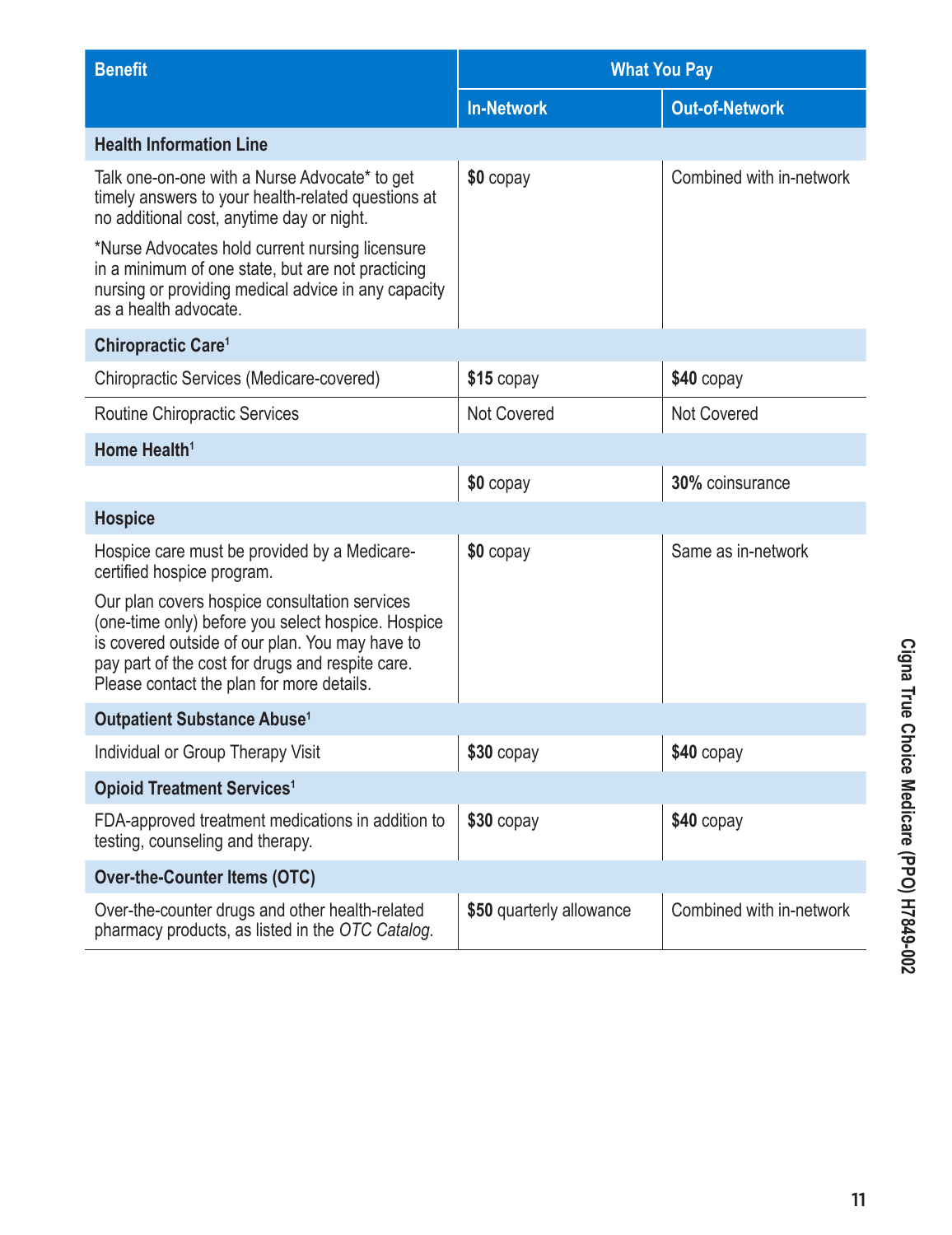| Benefit | What You Pay | |
|---|---|---|
| | In-Network | Out-of-Network |
| **Health Information Line** | | |
| Talk one-on-one with a Nurse Advocate* to get timely answers to your health-related questions at no additional cost, anytime day or night.<br><br>*Nurse Advocates hold current nursing licensure in a minimum of one state, but are not practicing nursing or providing medical advice in any capacity as a health advocate. | **$0** copay | Combined with in-network |
| **Chiropractic Care**[1] | | |
| Chiropractic Services (Medicare-covered) | **$15** copay | **$40** copay |
| Routine Chiropractic Services | Not Covered | Not Covered |
| **Home Health**[1] | | |
| | **$0** copay | **30%** coinsurance |
| **Hospice** | | |
| Hospice care must be provided by a Medicare-certified hospice program.<br><br>Our plan covers hospice consultation services (one-time only) before you select hospice. Hospice is covered outside of our plan. You may have to pay part of the cost for drugs and respite care. Please contact the plan for more details. | **$0** copay | Same as in-network |
| **Outpatient Substance Abuse**[1] | | |
| Individual or Group Therapy Visit | **$30** copay | **$40** copay |
| **Opioid Treatment Services**[1] | | |
| FDA-approved treatment medications in addition to testing, counseling and therapy. | **$30** copay | **$40** copay |
| **Over-the-Counter Items (OTC)** | | |
| Over-the-counter drugs and other health-related pharmacy products, as listed in the *OTC Catalog*. | **$50** quarterly allowance | Combined with in-network |

Cigna True Choice Medicare (PPO) H7849-002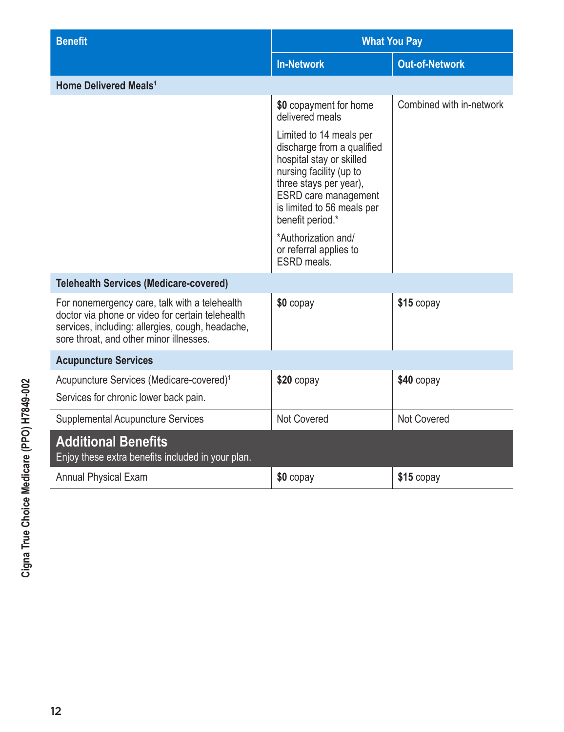| Benefit | What You Pay | |
|---|---|---|
| | **In-Network** | **Out-of-Network** |
| **Home Delivered Meals**[1] | | |
| | **$0** copayment for home delivered meals<br><br>Limited to 14 meals per discharge from a qualified hospital stay or skilled nursing facility (up to three stays per year), ESRD care management is limited to 56 meals per benefit period.*<br><br>*Authorization and/or referral applies to ESRD meals. | Combined with in-network |
| **Telehealth Services (Medicare-covered)** | | |
| For nonemergency care, talk with a telehealth doctor via phone or video for certain telehealth services, including: allergies, cough, headache, sore throat, and other minor illnesses. | **$0** copay | **$15** copay |
| **Acupuncture Services** | | |
| Acupuncture Services (Medicare-covered)[1]<br><br>Services for chronic lower back pain. | **$20** copay | **$40** copay |
| Supplemental Acupuncture Services | Not Covered | Not Covered |
| **Additional Benefits**<br>Enjoy these extra benefits included in your plan. | | |
| Annual Physical Exam | **$0** copay | **$15** copay |

Cigna True Choice Medicare (PPO) H7849-002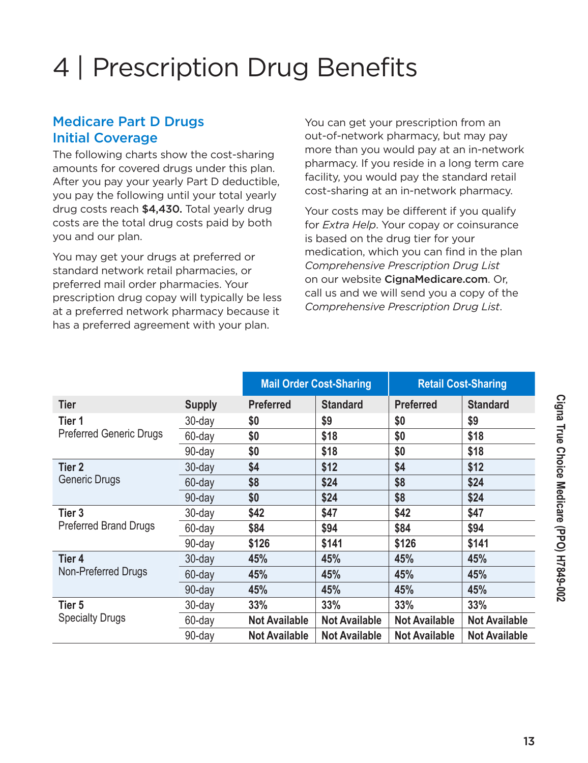# 4 | Prescription Drug Benefits

## Medicare Part D Drugs Initial Coverage

The following charts show the cost-sharing amounts for covered drugs under this plan. After you pay your yearly Part D deductible, you pay the following until your total yearly drug costs reach **$4,430.** Total yearly drug costs are the total drug costs paid by both you and our plan.

You may get your drugs at preferred or standard network retail pharmacies, or preferred mail order pharmacies. Your prescription drug copay will typically be less at a preferred network pharmacy because it has a preferred agreement with your plan.

You can get your prescription from an out-of-network pharmacy, but may pay more than you would pay at an in-network pharmacy. If you reside in a long term care facility, you would pay the standard retail cost-sharing at an in-network pharmacy.

Your costs may be different if you qualify for *Extra Help*. Your copay or coinsurance is based on the drug tier for your medication, which you can find in the plan *Comprehensive Prescription Drug List* on our website **CignaMedicare.com**. Or, call us and we will send you a copy of the *Comprehensive Prescription Drug List*.

| | | Mail Order Cost-Sharing | | Retail Cost-Sharing | |
|---|---|---|---|---|---|
| **Tier** | **Supply** | **Preferred** | **Standard** | **Preferred** | **Standard** |
| **Tier 1** Preferred Generic Drugs | 30-day | **$0** | **$9** | **$0** | **$9** |
| | 60-day | **$0** | **$18** | **$0** | **$18** |
| | 90-day | **$0** | **$18** | **$0** | **$18** |
| **Tier 2** Generic Drugs | 30-day | **$4** | **$12** | **$4** | **$12** |
| | 60-day | **$8** | **$24** | **$8** | **$24** |
| | 90-day | **$0** | **$24** | **$8** | **$24** |
| **Tier 3** Preferred Brand Drugs | 30-day | **$42** | **$47** | **$42** | **$47** |
| | 60-day | **$84** | **$94** | **$84** | **$94** |
| | 90-day | **$126** | **$141** | **$126** | **$141** |
| **Tier 4** Non-Preferred Drugs | 30-day | **45%** | **45%** | **45%** | **45%** |
| | 60-day | **45%** | **45%** | **45%** | **45%** |
| | 90-day | **45%** | **45%** | **45%** | **45%** |
| **Tier 5** Specialty Drugs | 30-day | **33%** | **33%** | **33%** | **33%** |
| | 60-day | **Not Available** | **Not Available** | **Not Available** | **Not Available** |
| | 90-day | **Not Available** | **Not Available** | **Not Available** | **Not Available** |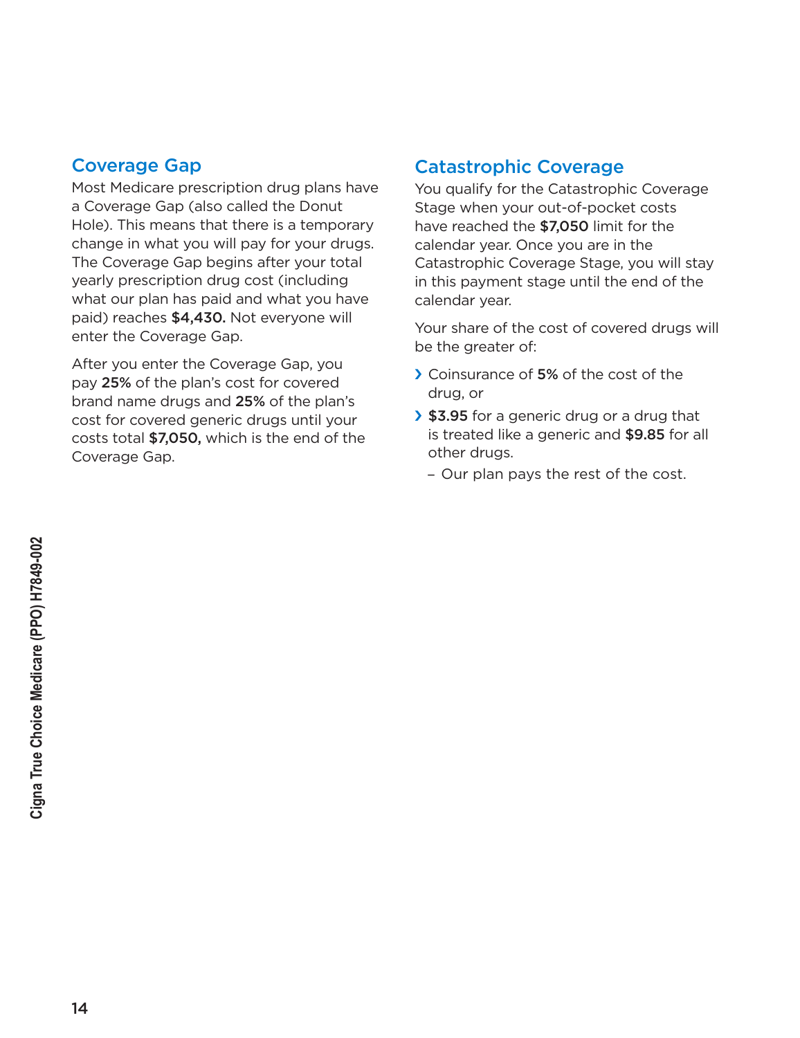## Coverage Gap

Most Medicare prescription drug plans have a Coverage Gap (also called the Donut Hole). This means that there is a temporary change in what you will pay for your drugs. The Coverage Gap begins after your total yearly prescription drug cost (including what our plan has paid and what you have paid) reaches **$4,430.** Not everyone will enter the Coverage Gap.

After you enter the Coverage Gap, you pay **25%** of the plan's cost for covered brand name drugs and **25%** of the plan's cost for covered generic drugs until your costs total **$7,050,** which is the end of the Coverage Gap.

## Catastrophic Coverage

You qualify for the Catastrophic Coverage Stage when your out-of-pocket costs have reached the **$7,050** limit for the calendar year. Once you are in the Catastrophic Coverage Stage, you will stay in this payment stage until the end of the calendar year.

Your share of the cost of covered drugs will be the greater of:

- Coinsurance of **5%** of the cost of the drug, or
- **$3.95** for a generic drug or a drug that is treated like a generic and **$9.85** for all other drugs.
  - Our plan pays the rest of the cost.